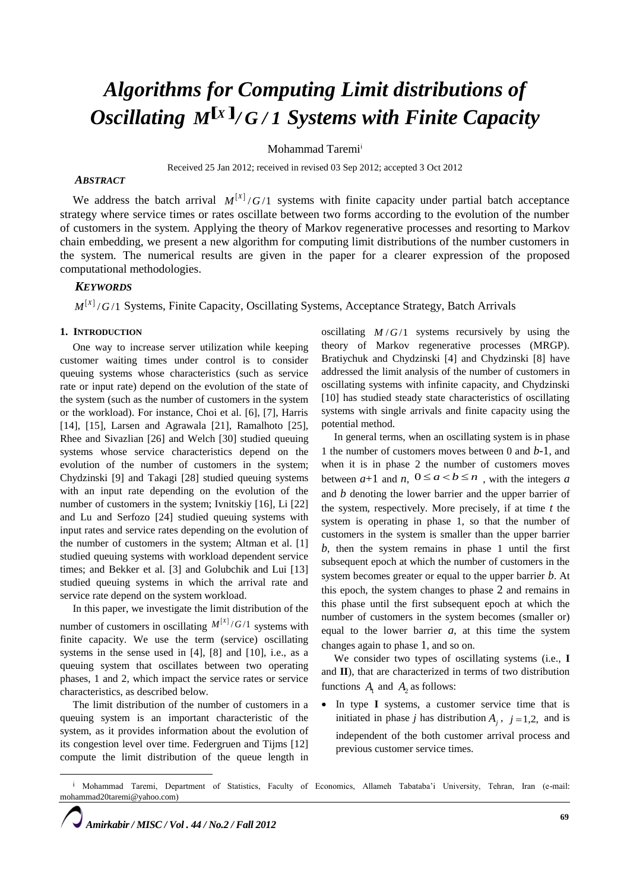# Algorithms for Computing Limit distributions of Oscillating $M^{[x]}/G/1$ Systems with Finite Capacity

Mohammad Taremi[i]

Received 25 Jan 2012; received in revised 03 Sep 2012; accepted 3 Oct 2012

### *ABSTRACT*

We address the batch arrival $M^{[X]}/G/1$ systems with finite capacity under partial batch acceptance strategy where service times or rates oscillate between two forms according to the evolution of the number of customers in the system. Applying the theory of Markov regenerative processes and resorting to Markov chain embedding, we present a new algorithm for computing limit distributions of the number customers in the system. The numerical results are given in the paper for a clearer expression of the proposed computational methodologies.

### *KEYWORDS*

$M^{[X]}/G/1$ Systems, Finite Capacity, Oscillating Systems, Acceptance Strategy, Batch Arrivals

## 1. INTRODUCTION

One way to increase server utilization while keeping customer waiting times under control is to consider queuing systems whose characteristics (such as service rate or input rate) depend on the evolution of the state of the system (such as the number of customers in the system or the workload). For instance, Choi et al. [6], [7], Harris [14], [15], Larsen and Agrawala [21], Ramalhoto [25], Rhee and Sivazlian [26] and Welch [30] studied queuing systems whose service characteristics depend on the evolution of the number of customers in the system; Chydzinski [9] and Takagi [28] studied queuing systems with an input rate depending on the evolution of the number of customers in the system; Ivnitskiy [16], Li [22] and Lu and Serfozo [24] studied queuing systems with input rates and service rates depending on the evolution of the number of customers in the system; Altman et al. [1] studied queuing systems with workload dependent service times; and Bekker et al. [3] and Golubchik and Lui [13] studied queuing systems in which the arrival rate and service rate depend on the system workload.

In this paper, we investigate the limit distribution of the number of customers in oscillating $M^{[X]}/G/1$ systems with finite capacity. We use the term (service) oscillating systems in the sense used in [4], [8] and [10], i.e., as a queuing system that oscillates between two operating phases, 1 and 2, which impact the service rates or service characteristics, as described below.

The limit distribution of the number of customers in a queuing system is an important characteristic of the system, as it provides information about the evolution of its congestion level over time. Federgruen and Tijms [12] compute the limit distribution of the queue length in oscillating $M/G/1$ systems recursively by using the theory of Markov regenerative processes (MRGP). Bratiychuk and Chydzinski [4] and Chydzinski [8] have addressed the limit analysis of the number of customers in oscillating systems with infinite capacity, and Chydzinski [10] has studied steady state characteristics of oscillating systems with single arrivals and finite capacity using the potential method.

In general terms, when an oscillating system is in phase 1 the number of customers moves between 0 and $b$-1, and when it is in phase 2 the number of customers moves between $a$+1 and $n$, $0 \le a < b \le n$, with the integers $a$ and $b$ denoting the lower barrier and the upper barrier of the system, respectively. More precisely, if at time $t$ the system is operating in phase 1, so that the number of customers in the system is smaller than the upper barrier $b$, then the system remains in phase 1 until the first subsequent epoch at which the number of customers in the system becomes greater or equal to the upper barrier $b$. At this epoch, the system changes to phase 2 and remains in this phase until the first subsequent epoch at which the number of customers in the system becomes (smaller or) equal to the lower barrier $a$, at this time the system changes again to phase 1, and so on.

We consider two types of oscillating systems (i.e., **I** and **II**), that are characterized in terms of two distribution functions $A_1$ and $A_2$ as follows:

- In type **I** systems, a customer service time that is initiated in phase $j$ has distribution $A_j$, $j = 1,2$, and is independent of the both customer arrival process and previous customer service times.

---

[i] Mohammad Taremi, Department of Statistics, Faculty of Economics, Allameh Tabataba'i University, Tehran, Iran (e-mail: mohammad20taremi@yahoo.com)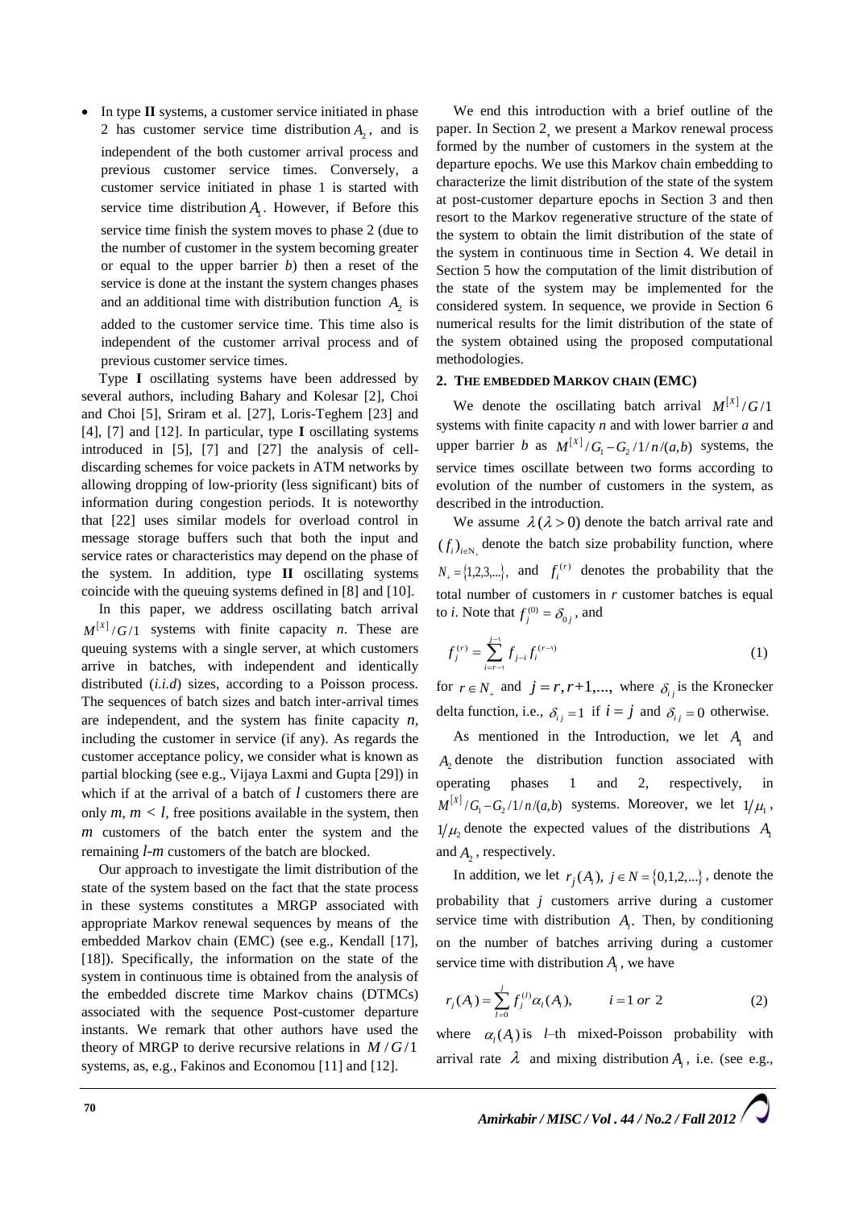- In type **II** systems, a customer service initiated in phase 2 has customer service time distribution $A_2$, and is independent of the both customer arrival process and previous customer service times. Conversely, a customer service initiated in phase 1 is started with service time distribution $A_1$. However, if Before this service time finish the system moves to phase 2 (due to the number of customer in the system becoming greater or equal to the upper barrier *b*) then a reset of the service is done at the instant the system changes phases and an additional time with distribution function $A_2$ is added to the customer service time. This time also is independent of the customer arrival process and of previous customer service times.

Type **I** oscillating systems have been addressed by several authors, including Bahary and Kolesar [2], Choi and Choi [5], Sriram et al. [27], Loris-Teghem [23] and [4], [7] and [12]. In particular, type **I** oscillating systems introduced in [5], [7] and [27] the analysis of cell-discarding schemes for voice packets in ATM networks by allowing dropping of low-priority (less significant) bits of information during congestion periods. It is noteworthy that [22] uses similar models for overload control in message storage buffers such that both the input and service rates or characteristics may depend on the phase of the system. In addition, type **II** oscillating systems coincide with the queuing systems defined in [8] and [10].

In this paper, we address oscillating batch arrival $M^{[X]}/G/1$ systems with finite capacity *n*. These are queuing systems with a single server, at which customers arrive in batches, with independent and identically distributed (*i.i.d*) sizes, according to a Poisson process. The sequences of batch sizes and batch inter-arrival times are independent, and the system has finite capacity *n*, including the customer in service (if any). As regards the customer acceptance policy, we consider what is known as partial blocking (see e.g., Vijaya Laxmi and Gupta [29]) in which if at the arrival of a batch of *l* customers there are only *m*, $m < l$, free positions available in the system, then *m* customers of the batch enter the system and the remaining *l-m* customers of the batch are blocked.

Our approach to investigate the limit distribution of the state of the system based on the fact that the state process in these systems constitutes a MRGP associated with appropriate Markov renewal sequences by means of the embedded Markov chain (EMC) (see e.g., Kendall [17], [18]). Specifically, the information on the state of the system in continuous time is obtained from the analysis of the embedded discrete time Markov chains (DTMCs) associated with the sequence Post-customer departure instants. We remark that other authors have used the theory of MRGP to derive recursive relations in $M/G/1$ systems, as, e.g., Fakinos and Economou [11] and [12].

We end this introduction with a brief outline of the paper. In Section 2, we present a Markov renewal process formed by the number of customers in the system at the departure epochs. We use this Markov chain embedding to characterize the limit distribution of the state of the system at post-customer departure epochs in Section 3 and then resort to the Markov regenerative structure of the state of the system to obtain the limit distribution of the state of the system in continuous time in Section 4. We detail in Section 5 how the computation of the limit distribution of the state of the system may be implemented for the considered system. In sequence, we provide in Section 6 numerical results for the limit distribution of the state of the system obtained using the proposed computational methodologies.

## 2. The Embedded Markov Chain (EMC)

We denote the oscillating batch arrival $M^{[X]}/G/1$ systems with finite capacity *n* and with lower barrier *a* and upper barrier *b* as $M^{[X]}/G_1-G_2/1/n/(a,b)$ systems, the service times oscillate between two forms according to evolution of the number of customers in the system, as described in the introduction.

We assume $\lambda (\lambda > 0)$ denote the batch arrival rate and $(f_i)_{i\in N_+}$ denote the batch size probability function, where $N_+ = \{1,2,3,...\}$, and $f_i^{(r)}$ denotes the probability that the total number of customers in *r* customer batches is equal to *i*. Note that $f_j^{(0)} = \delta_{0j}$, and

$$f_j^{(r)} = \sum_{i=r-1}^{j-1} f_{j-i} f_i^{(r-1)} \tag{1}$$

for $r \in N_+$ and $j = r, r+1, \ldots$, where $\delta_{ij}$ is the Kronecker delta function, i.e., $\delta_{ij} = 1$ if $i = j$ and $\delta_{ij} = 0$ otherwise.

As mentioned in the Introduction, we let $A_1$ and $A_2$ denote the distribution function associated with operating phases 1 and 2, respectively, in $M^{[X]}/G_1-G_2/1/n/(a,b)$ systems. Moreover, we let $1/\mu_1$, $1/\mu_2$ denote the expected values of the distributions $A_1$ and $A_2$, respectively.

In addition, we let $r_j(A_i)$, $j \in N = \{0,1,2,\ldots\}$, denote the probability that *j* customers arrive during a customer service time with distribution $A_i$. Then, by conditioning on the number of batches arriving during a customer service time with distribution $A_i$, we have

$$r_j(A_i) = \sum_{l=0}^{j} f_j^{(l)} \alpha_l(A_i), \qquad i = 1 \text{ or } 2 \tag{2}$$

where $\alpha_l(A_i)$ is *l*–th mixed-Poisson probability with arrival rate $\lambda$ and mixing distribution $A_i$, i.e. (see e.g.,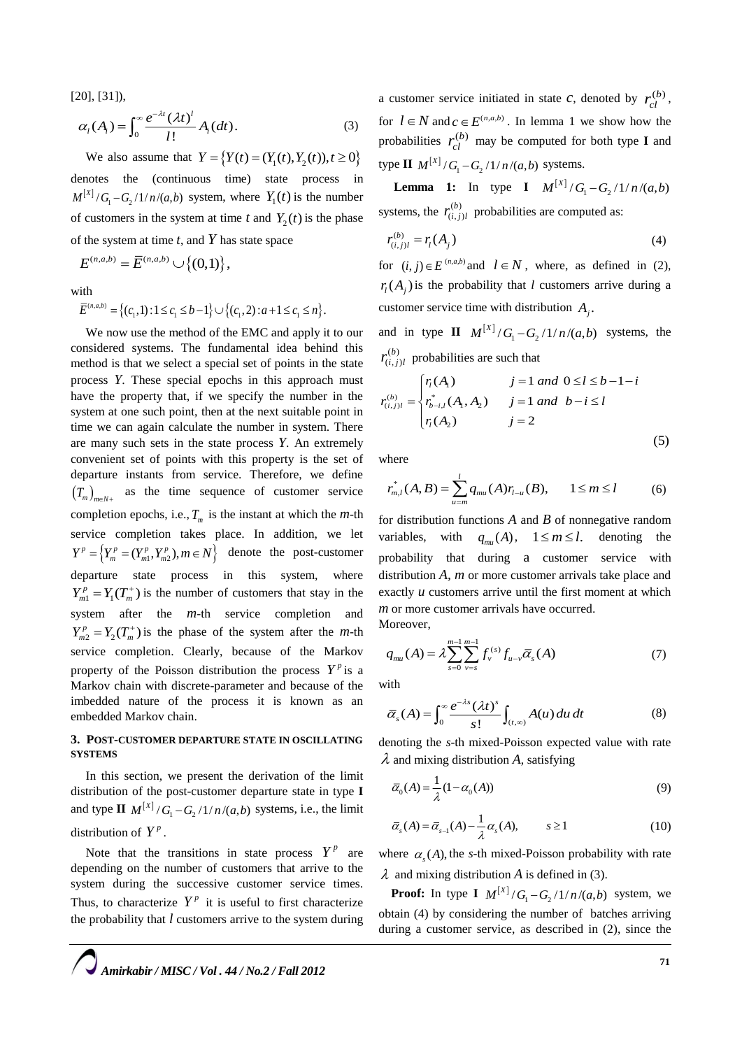[20], [31]),

$$\alpha_l(A_i) = \int_0^\infty \frac{e^{-\lambda t}(\lambda t)^l}{l!} A_i(dt). \tag{3}$$

We also assume that $Y = \{Y(t) = (Y_1(t), Y_2(t)), t \geq 0\}$ denotes the (continuous time) state process in $M^{[X]}/G_1 - G_2/1/n/(a,b)$ system, where $Y_1(t)$ is the number of customers in the system at time $t$ and $Y_2(t)$ is the phase of the system at time $t$, and $Y$ has state space

$$E^{(n,a,b)} = \bar{E}^{(n,a,b)} \cup \{(0,1)\},$$

with

$$\bar{E}^{(n,a,b)} = \{(c_1,1) : 1 \leq c_1 \leq b-1\} \cup \{(c_1,2) : a+1 \leq c_1 \leq n\}.$$

We now use the method of the EMC and apply it to our considered systems. The fundamental idea behind this method is that we select a special set of points in the state process $Y$. These special epochs in this approach must have the property that, if we specify the number in the system at one such point, then at the next suitable point in time we can again calculate the number in system. There are many such sets in the state process $Y$. An extremely convenient set of points with this property is the set of departure instants from service. Therefore, we define $(T_m)_{m \in N_+}$ as the time sequence of customer service completion epochs, i.e., $T_m$ is the instant at which the $m$-th service completion takes place. In addition, we let $Y^p = \{Y_m^p = (Y_{m1}^p, Y_{m2}^p), m \in N\}$ denote the post-customer departure state process in this system, where $Y_{m1}^p = Y_1(T_m^+)$ is the number of customers that stay in the system after the $m$-th service completion and $Y_{m2}^p = Y_2(T_m^+)$ is the phase of the system after the $m$-th service completion. Clearly, because of the Markov property of the Poisson distribution the process $Y^p$ is a Markov chain with discrete-parameter and because of the imbedded nature of the process it is known as an embedded Markov chain.

## 3. Post-Customer Departure State in Oscillating Systems

In this section, we present the derivation of the limit distribution of the post-customer departure state in type **I** and type **II** $M^{[X]}/G_1 - G_2/1/n/(a,b)$ systems, i.e., the limit distribution of $Y^p$.

Note that the transitions in state process $Y^p$ are depending on the number of customers that arrive to the system during the successive customer service times. Thus, to characterize $Y^p$ it is useful to first characterize the probability that $l$ customers arrive to the system during a customer service initiated in state $c$, denoted by $r_{cl}^{(b)}$, for $l \in N$ and $c \in E^{(n,a,b)}$. In lemma 1 we show how the probabilities $r_{cl}^{(b)}$ may be computed for both type **I** and type **II** $M^{[X]}/G_1 - G_2/1/n/(a,b)$ systems.

**Lemma 1:** In type **I** $M^{[X]}/G_1 - G_2/1/n/(a,b)$ systems, the $r_{(i,j)l}^{(b)}$ probabilities are computed as:

$$r_{(i,j)l}^{(b)} = r_l(A_j) \tag{4}$$

for $(i,j) \in E^{(n,a,b)}$ and $l \in N$, where, as defined in (2), $r_l(A_j)$ is the probability that $l$ customers arrive during a customer service time with distribution $A_j$.

and in type **II** $M^{[X]}/G_1 - G_2/1/n/(a,b)$ systems, the $r_{(i,j)l}^{(b)}$ probabilities are such that

$$r_{(i,j)l}^{(b)} = \begin{cases} r_l(A_1) & j=1 \text{ and } 0 \leq l \leq b-1-i \\ r_{b-i,l}^*(A_1, A_2) & j=1 \text{ and } b-i \leq l \\ r_l(A_2) & j=2 \end{cases} \tag{5}$$

where

$$r_{m,l}^*(A,B) = \sum_{u=m}^{l} q_{mu}(A) r_{l-u}(B), \qquad 1 \leq m \leq l \tag{6}$$

for distribution functions $A$ and $B$ of nonnegative random variables, with $q_{mu}(A)$, $1 \leq m \leq l$. denoting the probability that during a customer service with distribution $A$, $m$ or more customer arrivals take place and exactly $u$ customers arrive until the first moment at which $m$ or more customer arrivals have occurred.

Moreover,

$$q_{mu}(A) = \lambda \sum_{s=0}^{m-1} \sum_{v=s}^{m-1} f_v^{(s)} f_{u-v} \bar{\alpha}_s(A) \tag{7}$$

with

$$\bar{\alpha}_s(A) = \int_0^\infty \frac{e^{-\lambda s}(\lambda t)^s}{s!} \int_{(t,\infty)} A(u)\, du\, dt \tag{8}$$

denoting the $s$-th mixed-Poisson expected value with rate $\lambda$ and mixing distribution $A$, satisfying

$$\bar{\alpha}_0(A) = \frac{1}{\lambda}(1 - \alpha_0(A)) \tag{9}$$

$$\bar{\alpha}_s(A) = \bar{\alpha}_{s-1}(A) - \frac{1}{\lambda} \alpha_s(A), \qquad s \geq 1 \tag{10}$$

where $\alpha_s(A)$, the $s$-th mixed-Poisson probability with rate $\lambda$ and mixing distribution $A$ is defined in (3).

**Proof:** In type **I** $M^{[X]}/G_1 - G_2/1/n/(a,b)$ system, we obtain (4) by considering the number of batches arriving during a customer service, as described in (2), since the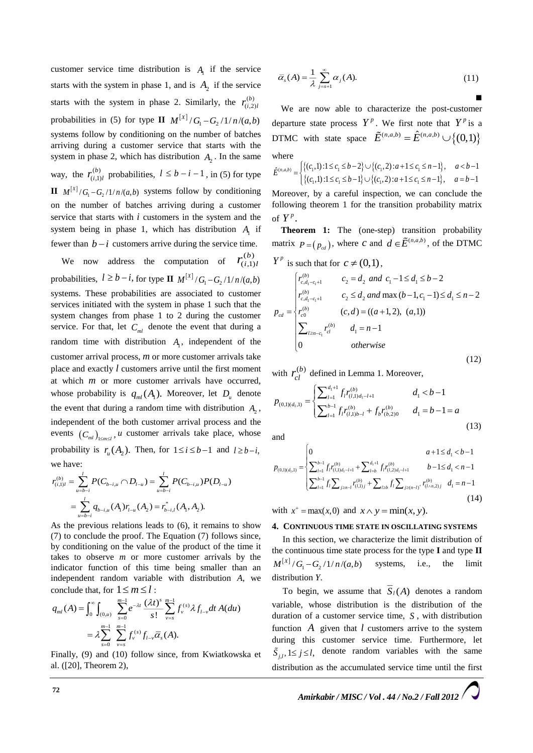customer service time distribution is $A_1$ if the service starts with the system in phase 1, and is $A_2$ if the service starts with the system in phase 2. Similarly, the $r^{(b)}_{(i,2)l}$ probabilities in (5) for type **II** $M^{[X]}/G_1 - G_2/1/n/(a,b)$ systems follow by conditioning on the number of batches arriving during a customer service that starts with the system in phase 2, which has distribution $A_2$. In the same way, the $r^{(b)}_{(i,1)l}$ probabilities, $l \le b-i-1$, in (5) for type **II** $M^{[X]}/G_1 - G_2/1/n/(a,b)$ systems follow by conditioning on the number of batches arriving during a customer service that starts with $i$ customers in the system and the system being in phase 1, which has distribution $A_1$ if fewer than $b-i$ customers arrive during the service time.

We now address the computation of $r^{(b)}_{(i,1)l}$ probabilities, $l \ge b-i$, for type **II** $M^{[X]}/G_1 - G_2/1/n/(a,b)$ systems. These probabilities are associated to customer services initiated with the system in phase 1 such that the system changes from phase 1 to 2 during the customer service. For that, let $C_{ml}$ denote the event that during a random time with distribution $A_1$, independent of the customer arrival process, $m$ or more customer arrivals take place and exactly $l$ customers arrive until the first moment at which $m$ or more customer arrivals have occurred, whose probability is $q_{ml}(A_1)$. Moreover, let $D_u$ denote the event that during a random time with distribution $A_2$, independent of the both customer arrival process and the events $(C_{ml})_{1\le m\le l}$, $u$ customer arrivals take place, whose probability is $r_u(A_2)$. Then, for $1 \le i \le b-1$ and $l \ge b-i$, we have:

$$
\begin{aligned}
r^{(b)}_{(i,1)l} &= \sum_{u=b-i}^{l} P(C_{b-i,u} \cap D_{l-u}) = \sum_{u=b-i}^{l} P(C_{b-i,u}) P(D_{l-u}) \\
&= \sum_{u=b-i}^{l} q_{b-i,u}(A_1) r_{l-u}(A_2) = r^{*}_{b-i,l}(A_1, A_2).
\end{aligned}
$$

As the previous relations leads to (6), it remains to show (7) to conclude the proof. The Equation (7) follows since, by conditioning on the value of the product of the time it takes to observe $m$ or more customer arrivals by the indicator function of this time being smaller than an independent random variable with distribution $A$, we conclude that, for $1 \le m \le l$:

$$
\begin{aligned}
q_{ml}(A) &= \int_0^\infty \int_{(0,u)} \sum_{s=0}^{m-1} e^{-\lambda t} \frac{(\lambda t)^s}{s!} \sum_{v=s}^{m-1} f_v^{(s)} \lambda f_{l-v} dt\, A(du) \\
&= \lambda \sum_{s=0}^{m-1} \sum_{v=s}^{m-1} f_v^{(s)} f_{l-v} \bar{\alpha}_s(A).
\end{aligned}
$$

Finally, (9) and (10) follow since, from Kwiatkowska et al. ([20], Theorem 2),

$$
\bar{\alpha}_s(A) = \frac{1}{\lambda} \sum_{j=s+1}^{\infty} \alpha_j(A). \tag{11}
$$

■

We are now able to characterize the post-customer departure state process $Y^p$. We first note that $Y^p$ is a DTMC with state space $\tilde{E}^{(n,a,b)} = \hat{E}^{(n,a,b)} \cup \{(0,1)\}$ where

$$
\hat{E}^{(n,a,b)} = \begin{cases} \{(c_1,1): 1 \le c_1 \le b-2\} \cup \{(c_1,2): a+1 \le c_1 \le n-1\}, & a < b-1 \\ \{(c_1,1): 1 \le c_1 \le b-1\} \cup \{(c_1,2): a+1 \le c_1 \le n-1\}, & a = b-1 \end{cases}
$$

Moreover, by a careful inspection, we can conclude the following theorem 1 for the transition probability matrix of $Y^p$.

**Theorem 1:** The (one-step) transition probability matrix $P = (p_{cd})$, where $c$ and $d \in \tilde{E}^{(n,a,b)}$, of the DTMC $Y^p$ is such that for $c \ne (0,1)$,

$$
p_{cd} = \begin{cases} r^{(b)}_{c,d_1-c_1+1} & c_2 = d_2 \text{ and } c_1 - 1 \le d_1 \le b-2 \\ r^{(b)}_{c,d_1-c_1+1} & c_2 \le d_2 \text{ and } \max(b-1, c_1-1) \le d_1 \le n-2 \\ r^{(b)}_{c0} & (c,d) = ((a+1,2),\ (a,1)) \\ \sum_{l \ge n-c_1} r^{(b)}_{cl} & d_1 = n-1 \\ 0 & \text{otherwise} \end{cases} \tag{12}
$$

with $r^{(b)}_{cl}$ defined in Lemma 1. Moreover,

$$
p_{(0,1)(d_1,1)} = \begin{cases} \sum_{l=1}^{d_1+1} f_l r^{(b)}_{(l,1)d_1-l+1} & d_1 < b-1 \\ \sum_{l=1}^{b-1} f_l r^{(b)}_{(l,1)b-l} + f_b r^{(b)}_{(b,2)0} & d_1 = b-1 = a \end{cases} \tag{13}
$$

and

$$
p_{(0,1)(d_1,1)} = \begin{cases} 0 & a+1 \le d_1 < b-1 \\ \sum_{l=1}^{b-1} f_l r^{(b)}_{(l,1)d_1-l+1} + \sum_{l=b}^{d_1+1} f_l r^{(b)}_{(l,2)d_1-l+1} & b-1 \le d_1 < n-1 \\ \sum_{l=1}^{b-1} f_l \sum_{j \ge n-l} r^{(b)}_{(l,1)j} + \sum_{l \ge b} f_l \sum_{j \ge (n-l)^+} r^{(b)}_{(l \wedge n,2)j} & d_1 = n-1 \end{cases} \tag{14}
$$

with $x^+ = \max(x,0)$ and $x \wedge y = \min(x,y)$.

## 4. Continuous Time State in Oscillating Systems

In this section, we characterize the limit distribution of the continuous time state process for the type **I** and type **II** $M^{[X]}/G_1 - G_2/1/n/(a,b)$ systems, i.e., the limit distribution $Y$.

To begin, we assume that $\bar{S}_l(A)$ denotes a random variable, whose distribution is the distribution of the duration of a customer service time, $S$, with distribution function $A$ given that $l$ customers arrive to the system during this customer service time. Furthermore, let $\tilde{S}_{j,l}, 1 \le j \le l$, denote random variables with the same distribution as the accumulated service time until the first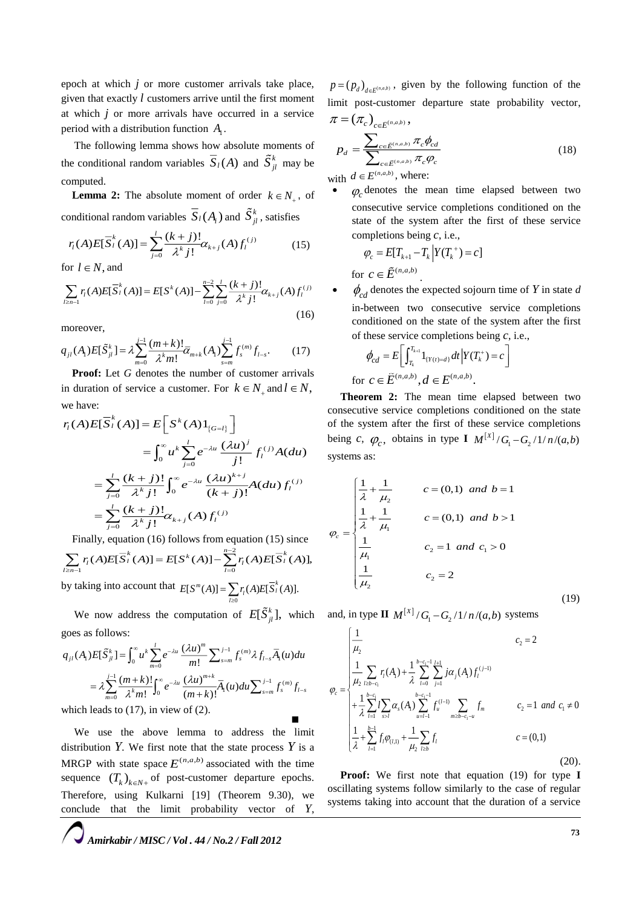epoch at which $j$ or more customer arrivals take place, given that exactly $l$ customers arrive until the first moment at which $j$ or more arrivals have occurred in a service period with a distribution function $A_1$.

The following lemma shows how absolute moments of the conditional random variables $\overline{S}_l(A)$ and $\tilde{S}_{jl}^k$ may be computed.

**Lemma 2:** The absolute moment of order $k \in N_+$, of conditional random variables $\overline{S}_l(A_1)$ and $\tilde{S}_{jl}^k$, satisfies

$$r_l(A)E[\overline{S}_l^k(A)] = \sum_{j=0}^{l} \frac{(k+j)!}{\lambda^k j!} \alpha_{k+j}(A) f_l^{(j)} \tag{15}$$

for $l \in N$, and

$$\sum_{l \geq n-1} r_l(A)E[\overline{S}_l^k(A)] = E[S^k(A)] - \sum_{l=0}^{n-2}\sum_{j=0}^{l} \frac{(k+j)!}{\lambda^k j!} \alpha_{k+j}(A) f_l^{(j)} \tag{16}$$

moreover,

$$q_{jl}(A_1)E[\tilde{S}_{jl}^k] = \lambda \sum_{m=0}^{j-1} \frac{(m+k)!}{\lambda^k m!} \overline{\alpha}_{m+k}(A_1) \sum_{s=m}^{j-1} f_s^{(m)} f_{l-s}. \tag{17}$$

**Proof:** Let $G$ denote the number of customer arrivals in duration of service a customer. For $k \in N_+$ and $l \in N$, we have:

$$\begin{aligned}
r_l(A)E[\overline{S}_l^k(A)] &= E\left[ S^k(A) 1_{\{G=l\}} \right] \\
&= \int_0^\infty u^k \sum_{j=0}^{l} e^{-\lambda u} \frac{(\lambda u)^j}{j!} f_l^{(j)} A(du) \\
&= \sum_{j=0}^{l} \frac{(k+j)!}{\lambda^k j!} \int_0^\infty e^{-\lambda u} \frac{(\lambda u)^{k+j}}{(k+j)!} A(du) f_l^{(j)} \\
&= \sum_{j=0}^{l} \frac{(k+j)!}{\lambda^k j!} \alpha_{k+j}(A) f_l^{(j)}
\end{aligned}$$

Finally, equation (16) follows from equation (15) since $\sum_{l \geq n-1} r_l(A)E[\overline{S}_l^k(A)] = E[S^k(A)] - \sum_{l=0}^{n-2} r_l(A)E[\overline{S}_l^k(A)],$ by taking into account that $E[S^m(A)] = \sum_{l \geq 0} r_l(A)E[\overline{S}_l^k(A)].$

We now address the computation of $E[\tilde{S}_{jl}^k]$, which goes as follows:

$$\begin{aligned}
q_{jl}(A_1)E[\tilde{S}_{jl}^k] &= \int_0^\infty u^k \sum_{m=0}^{l} e^{-\lambda u} \frac{(\lambda u)^m}{m!} \sum_{s=m}^{j-1} f_s^{(m)} \lambda f_{l-s} \overline{A}_1(u) du \\
&= \lambda \sum_{m=0}^{j-1} \frac{(m+k)!}{\lambda^k m!} \int_0^\infty e^{-\lambda u} \frac{(\lambda u)^{m+k}}{(m+k)!} \overline{A}_1(u) du \sum_{s=m}^{j-1} f_s^{(m)} f_{l-s}
\end{aligned}$$

which leads to (17), in view of (2). ∎

We use the above lemma to address the limit distribution $Y$. We first note that the state process $Y$ is a MRGP with state space $E^{(n,a,b)}$ associated with the time sequence $(T_k)_{k \in N_+}$ of post-customer departure epochs. Therefore, using Kulkarni [19] (Theorem 9.30), we conclude that the limit probability vector of $Y$, $p = (p_d)_{d \in E^{(n,a,b)}}$, given by the following function of the limit post-customer departure state probability vector, $\pi = (\pi_c)_{c \in \tilde{E}^{(n,a,b)}}$,

$$p_d = \frac{\sum_{c \in \tilde{E}^{(n,a,b)}} \pi_c \phi_{cd}}{\sum_{c \in \tilde{E}^{(n,a,b)}} \pi_c \varphi_c} \tag{18}$$

with $d \in E^{(n,a,b)}$, where:

- $\varphi_c$ denotes the mean time elapsed between two consecutive service completions conditioned on the state of the system after the first of these service completions being $c$, i.e.,

  $$\varphi_c = E[T_{k+1} - T_k \mid Y(T_k^+) = c]$$

  for $c \in \tilde{E}^{(n,a,b)}$.
- $\phi_{cd}$ denotes the expected sojourn time of $Y$ in state $d$ in-between two consecutive service completions conditioned on the state of the system after the first of these service completions being $c$, i.e.,

  $$\phi_{cd} = E\left[ \int_{T_k}^{T_{k+1}} 1_{\{Y(t)=d\}} dt \,\middle|\, Y(T_k^+) = c \right]$$

  for $c \in \tilde{E}^{(n,a,b)}, d \in E^{(n,a,b)}$.

**Theorem 2:** The mean time elapsed between two consecutive service completions conditioned on the state of the system after the first of these service completions being $c$, $\varphi_c$, obtains in type **I** $M^{[X]}/G_1 - G_2/1/n/(a,b)$ systems as:

$$\varphi_c = \begin{cases} \dfrac{1}{\lambda} + \dfrac{1}{\mu_2} & c = (0,1) \text{ and } b = 1 \\[2mm] \dfrac{1}{\lambda} + \dfrac{1}{\mu_1} & c = (0,1) \text{ and } b > 1 \\[2mm] \dfrac{1}{\mu_1} & c_2 = 1 \text{ and } c_1 > 0 \\[2mm] \dfrac{1}{\mu_2} & c_2 = 2 \end{cases} \tag{19}$$

and, in type **II** $M^{[X]}/G_1 - G_2/1/n/(a,b)$ systems

$$\varphi_c = \begin{cases} \dfrac{1}{\mu_2} & c_2 = 2 \\[2mm] \dfrac{1}{\mu_2} \displaystyle\sum_{l \geq b-c_1} r_l(A_1) + \frac{1}{\lambda} \sum_{l=0}^{b-c_1-1} \sum_{j=1}^{l+1} j\alpha_j(A_1) f_l^{(j-1)} & \\ \quad + \dfrac{1}{\lambda} \displaystyle\sum_{l=1}^{b-c_1} l \sum_{s>l} \alpha_s(A_1) \sum_{u=l-1}^{b-c_1-1} f_u^{(l-1)} \sum_{m \geq b-c_1-u} f_m & c_2 = 1 \text{ and } c_1 \neq 0 \\[2mm] \dfrac{1}{\lambda} + \displaystyle\sum_{l=1}^{b-1} f_l \varphi_{(l,1)} + \frac{1}{\mu_2} \sum_{l \geq b} f_l & c = (0,1) \end{cases} \tag{20}$$

**Proof:** We first note that equation (19) for type **I** oscillating systems follow similarly to the case of regular systems taking into account that the duration of a service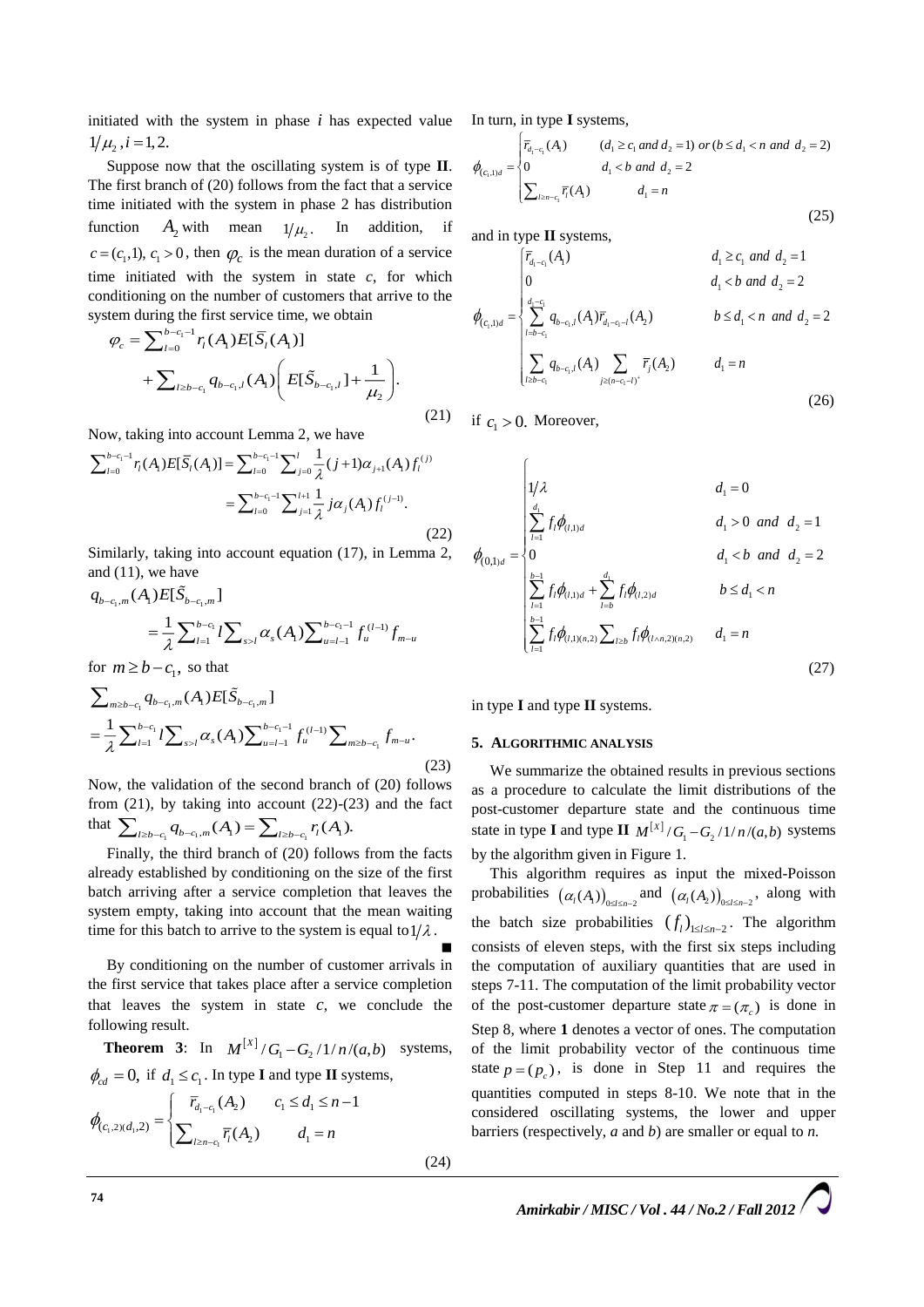initiated with the system in phase $i$ has expected value $1/\mu_2, i=1,2.$

Suppose now that the oscillating system is of type **II**. The first branch of (20) follows from the fact that a service time initiated with the system in phase 2 has distribution function $A_2$ with mean $1/\mu_2$. In addition, if $c=(c_1,1),\ c_1>0$, then $\varphi_c$ is the mean duration of a service time initiated with the system in state $c$, for which conditioning on the number of customers that arrive to the system during the first service time, we obtain

$$\varphi_c = \sum_{l=0}^{b-c_1-1} r_l(A_1)E[\bar{S}_l(A_1)] + \sum_{l\geq b-c_1} q_{b-c_1,l}(A_1)\left(E[\tilde{S}_{b-c_1,l}]+\frac{1}{\mu_2}\right). \tag{21}$$

Now, taking into account Lemma 2, we have

$$\sum_{l=0}^{b-c_1-1} r_l(A_1)E[\bar{S}_l(A_1)] = \sum_{l=0}^{b-c_1-1}\sum_{j=0}^{l}\frac{1}{\lambda}(j+1)\alpha_{j+1}(A_1)f_l^{(j)} = \sum_{l=0}^{b-c_1-1}\sum_{j=1}^{l+1}\frac{1}{\lambda}j\alpha_j(A_1)f_l^{(j-1)}. \tag{22}$$

Similarly, taking into account equation (17), in Lemma 2, and (11), we have

$$q_{b-c_1,m}(A_1)E[\tilde{S}_{b-c_1,m}] = \frac{1}{\lambda}\sum_{l=1}^{b-c_1} l\sum_{s>l}\alpha_s(A_1)\sum_{u=l-1}^{b-c_1-1} f_u^{(l-1)} f_{m-u}$$

for $m\geq b-c_1$, so that

$$\sum_{m\geq b-c_1} q_{b-c_1,m}(A_1)E[\tilde{S}_{b-c_1,m}] = \frac{1}{\lambda}\sum_{l=1}^{b-c_1} l\sum_{s>l}\alpha_s(A_1)\sum_{u=l-1}^{b-c_1-1} f_u^{(l-1)}\sum_{m\geq b-c_1} f_{m-u}. \tag{23}$$

Now, the validation of the second branch of (20) follows from (21), by taking into account (22)-(23) and the fact that $\sum_{l\geq b-c_1} q_{b-c_1,m}(A_1)=\sum_{l\geq b-c_1} r_l(A_1).$

Finally, the third branch of (20) follows from the facts already established by conditioning on the size of the first batch arriving after a service completion that leaves the system empty, taking into account that the mean waiting time for this batch to arrive to the system is equal to $1/\lambda$. ∎

By conditioning on the number of customer arrivals in the first service that takes place after a service completion that leaves the system in state $c$, we conclude the following result.

**Theorem 3**: In $M^{[X]}/G_1-G_2/1/n/(a,b)$ systems, $\phi_{cd}=0$, if $d_1\leq c_1$. In type **I** and type **II** systems,

$$\phi_{(c_1,2)(d_1,2)} = \begin{cases} \bar{r}_{d_1-c_1}(A_2) & c_1\leq d_1\leq n-1 \\ \sum_{l\geq n-c_1}\bar{r}_l(A_2) & d_1=n \end{cases} \tag{24}$$

In turn, in type **I** systems,

$$\phi_{(c_1,1)d} = \begin{cases} \bar{r}_{d_1-c_1}(A_1) & (d_1\geq c_1 \text{ and } d_2=1) \text{ or } (b\leq d_1<n \text{ and } d_2=2) \\ 0 & d_1<b \text{ and } d_2=2 \\ \sum_{l\geq n-c_1}\bar{r}_l(A_1) & d_1=n \end{cases} \tag{25}$$

and in type **II** systems,

$$\phi_{(c_1,1)d} = \begin{cases} \bar{r}_{d_1-c_1}(A_1) & d_1\geq c_1 \text{ and } d_2=1 \\ 0 & d_1<b \text{ and } d_2=2 \\ \sum_{l=b-c_1}^{d_1-c_1} q_{b-c_1,l}(A_1)\bar{r}_{d_1-c_1-l}(A_2) & b\leq d_1<n \text{ and } d_2=2 \\ \sum_{l\geq b-c_1} q_{b-c_1,l}(A_1)\sum_{j\geq(n-c_1-l)^+}\bar{r}_j(A_2) & d_1=n \end{cases} \tag{26}$$

if $c_1>0$. Moreover,

$$\phi_{(0,1)d} = \begin{cases} 1/\lambda & d_1=0 \\ \sum_{l=1}^{d_1} f_l\phi_{(l,1)d} & d_1>0 \text{ and } d_2=1 \\ 0 & d_1<b \text{ and } d_2=2 \\ \sum_{l=1}^{b-1} f_l\phi_{(l,1)d}+\sum_{l=b}^{d_1} f_l\phi_{(l,2)d} & b\leq d_1<n \\ \sum_{l=1}^{b-1} f_l\phi_{(l,1)(n,2)}\sum_{l\geq b} f_l\phi_{(l\wedge n,2)(n,2)} & d_1=n \end{cases} \tag{27}$$

in type **I** and type **II** systems.

## 5. ALGORITHMIC ANALYSIS

We summarize the obtained results in previous sections as a procedure to calculate the limit distributions of the post-customer departure state and the continuous time state in type **I** and type **II** $M^{[X]}/G_1-G_2/1/n/(a,b)$ systems by the algorithm given in Figure 1.

This algorithm requires as input the mixed-Poisson probabilities $(\alpha_l(A_1))_{0\leq l\leq n-2}$ and $(\alpha_l(A_2))_{0\leq l\leq n-2}$, along with the batch size probabilities $(f_l)_{1\leq l\leq n-2}$. The algorithm consists of eleven steps, with the first six steps including the computation of auxiliary quantities that are used in steps 7-11. The computation of the limit probability vector of the post-customer departure state $\pi=(\pi_c)$ is done in Step 8, where **1** denotes a vector of ones. The computation of the limit probability vector of the continuous time state $p=(p_c)$, is done in Step 11 and requires the quantities computed in steps 8-10. We note that in the considered oscillating systems, the lower and upper barriers (respectively, *a* and *b*) are smaller or equal to *n*.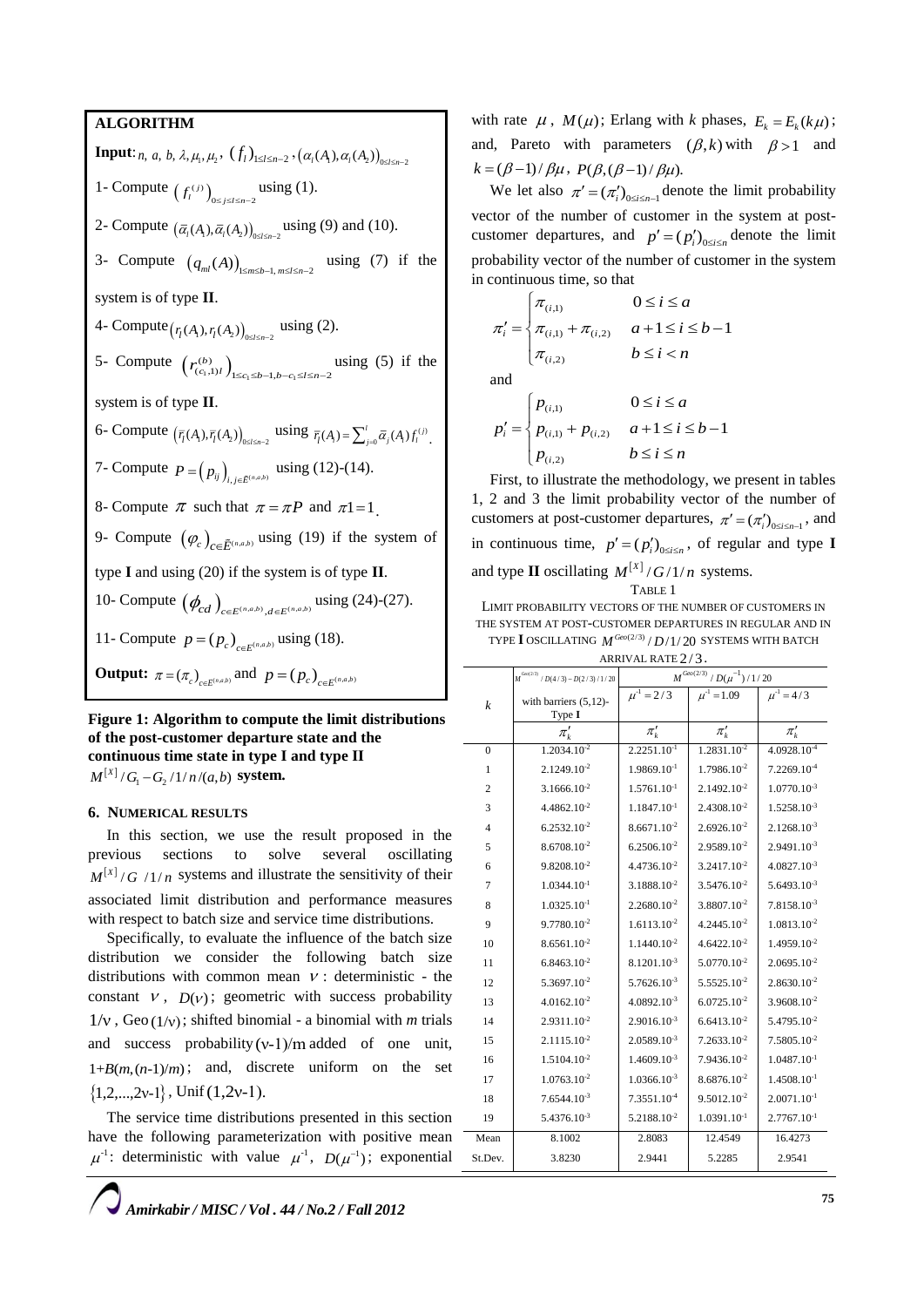**ALGORITHM**

**Input**: $n,\ a,\ b,\ \lambda, \mu_1, \mu_2,\ (f_l)_{1\le l\le n-2},\ (\alpha_l(A_1), \alpha_l(A_2))_{0\le l\le n-2}$

1- Compute $\left(f_l^{(j)}\right)_{0\le j\le l\le n-2}$ using (1).

2- Compute $(\bar{\alpha}_l(A_1), \bar{\alpha}_l(A_2))_{0\le l\le n-2}$ using (9) and (10).

3- Compute $(q_{ml}(A))_{1\le m\le b-1,\ m\le l\le n-2}$ using (7) if the system is of type **II**.

4- Compute $(r_l(A_1), r_l(A_2))_{0\le l\le n-2}$ using (2).

5- Compute $\left(r^{(b)}_{(c_1,1)l}\right)_{1\le c_1\le b-1, b-c_1\le l\le n-2}$ using (5) if the system is of type **II**.

6- Compute $(\bar{r}_l(A_1), \bar{r}_l(A_2))_{0\le l\le n-2}$ using $\bar{r}_l(A_i) = \sum_{j=0}^{l} \bar{\alpha}_j(A_i) f_l^{(j)}$.

7- Compute $P = \left(p_{ij}\right)_{i,j\in \tilde{E}^{(n,a,b)}}$ using (12)-(14).

8- Compute $\pi$ such that $\pi = \pi P$ and $\pi 1 = 1$.

9- Compute $(\varphi_c)_{c\in \tilde{E}^{(n,a,b)}}$ using (19) if the system of type **I** and using (20) if the system is of type **II**.

10- Compute $\left(\phi_{cd}\right)_{c\in E^{(n,a,b)}, d\in E^{(n,a,b)}}$ using (24)-(27).

11- Compute $p = (p_c)_{c\in E^{(n,a,b)}}$ using (18).

**Output:** $\pi = (\pi_c)_{c\in \tilde{E}^{(n,a,b)}}$ and $p = (p_c)_{c\in E^{(n,a,b)}}$

**Figure 1: Algorithm to compute the limit distributions of the post-customer departure state and the continuous time state in type I and type II $M^{[X]}/G_1 - G_2/1/n/(a,b)$ system.**

## 6. Numerical Results

In this section, we use the result proposed in the previous sections to solve several oscillating $M^{[X]}/G\ /1/n$ systems and illustrate the sensitivity of their associated limit distribution and performance measures with respect to batch size and service time distributions.

Specifically, to evaluate the influence of the batch size distribution we consider the following batch size distributions with common mean $\nu$ : deterministic - the constant $\nu$, $D(\nu)$; geometric with success probability $1/\nu$, Geo$(1/\nu)$; shifted binomial - a binomial with *m* trials and success probability $(\nu-1)/m$ added of one unit, $1+B(m,(n-1)/m)$; and, discrete uniform on the set $\{1,2,...,2\nu-1\}$, Unif$(1,2\nu-1)$.

The service time distributions presented in this section have the following parameterization with positive mean $\mu^{-1}$: deterministic with value $\mu^{-1}$, $D(\mu^{-1})$; exponential with rate $\mu$, $M(\mu)$; Erlang with *k* phases, $E_k = E_k(k\mu)$; and, Pareto with parameters $(\beta, k)$ with $\beta > 1$ and $k = (\beta-1)/\beta\mu$, $P(\beta,(\beta-1)/\beta\mu)$.

We let also $\pi' = (\pi'_i)_{0\le i\le n-1}$ denote the limit probability vector of the number of customer in the system at post-customer departures, and $p' = (p'_i)_{0\le i\le n}$ denote the limit probability vector of the number of customer in the system in continuous time, so that

$$\pi'_i = \begin{cases} \pi_{(i,1)} & 0 \le i \le a \\ \pi_{(i,1)} + \pi_{(i,2)} & a+1 \le i \le b-1 \\ \pi_{(i,2)} & b \le i < n \end{cases}$$

and

$$p'_i = \begin{cases} p_{(i,1)} & 0 \le i \le a \\ p_{(i,1)} + p_{(i,2)} & a+1 \le i \le b-1 \\ p_{(i,2)} & b \le i \le n \end{cases}$$

First, to illustrate the methodology, we present in tables 1, 2 and 3 the limit probability vector of the number of customers at post-customer departures, $\pi' = (\pi'_i)_{0\le i\le n-1}$, and in continuous time, $p' = (p'_i)_{0\le i\le n}$, of regular and type **I** and type **II** oscillating $M^{[X]}/G/1/n$ systems.

Table 1

Limit probability vectors of the number of customers in the system at post-customer departures in regular and in type I oscillating $M^{Geo(2/3)}/D/1/20$ systems with batch arrival rate $2/3$.

| $k$ | $M^{Geo(2/3)}/D(4/3)-D(2/3)/1/20$ with barriers (5,12)-Type **I** | $M^{Geo(2/3)}/D(\mu^{-1})/1/20$ | | |
|---|---|---|---|---|
| | | $\mu^{-1}=2/3$ | $\mu^{-1}=1.09$ | $\mu^{-1}=4/3$ |
| | $\pi'_k$ | $\pi'_k$ | $\pi'_k$ | $\pi'_k$ |
| 0 | $1.2034.10^{-2}$ | $2.2251.10^{-1}$ | $1.2831.10^{-2}$ | $4.0928.10^{-4}$ |
| 1 | $2.1249.10^{-2}$ | $1.9869.10^{-1}$ | $1.7986.10^{-2}$ | $7.2269.10^{-4}$ |
| 2 | $3.1666.10^{-2}$ | $1.5761.10^{-1}$ | $2.1492.10^{-2}$ | $1.0770.10^{-3}$ |
| 3 | $4.4862.10^{-2}$ | $1.1847.10^{-1}$ | $2.4308.10^{-2}$ | $1.5258.10^{-3}$ |
| 4 | $6.2532.10^{-2}$ | $8.6671.10^{-2}$ | $2.6926.10^{-2}$ | $2.1268.10^{-3}$ |
| 5 | $8.6708.10^{-2}$ | $6.2506.10^{-2}$ | $2.9589.10^{-2}$ | $2.9491.10^{-3}$ |
| 6 | $9.8208.10^{-2}$ | $4.4736.10^{-2}$ | $3.2417.10^{-2}$ | $4.0827.10^{-3}$ |
| 7 | $1.0344.10^{-1}$ | $3.1888.10^{-2}$ | $3.5476.10^{-2}$ | $5.6493.10^{-3}$ |
| 8 | $1.0325.10^{-1}$ | $2.2680.10^{-2}$ | $3.8807.10^{-2}$ | $7.8158.10^{-3}$ |
| 9 | $9.7780.10^{-2}$ | $1.6113.10^{-2}$ | $4.2445.10^{-2}$ | $1.0813.10^{-2}$ |
| 10 | $8.6561.10^{-2}$ | $1.1440.10^{-2}$ | $4.6422.10^{-2}$ | $1.4959.10^{-2}$ |
| 11 | $6.8463.10^{-2}$ | $8.1201.10^{-3}$ | $5.0770.10^{-2}$ | $2.0695.10^{-2}$ |
| 12 | $5.3697.10^{-2}$ | $5.7626.10^{-3}$ | $5.5525.10^{-2}$ | $2.8630.10^{-2}$ |
| 13 | $4.0162.10^{-2}$ | $4.0892.10^{-3}$ | $6.0725.10^{-2}$ | $3.9608.10^{-2}$ |
| 14 | $2.9311.10^{-2}$ | $2.9016.10^{-3}$ | $6.6413.10^{-2}$ | $5.4795.10^{-2}$ |
| 15 | $2.1115.10^{-2}$ | $2.0589.10^{-3}$ | $7.2633.10^{-2}$ | $7.5805.10^{-2}$ |
| 16 | $1.5104.10^{-2}$ | $1.4609.10^{-3}$ | $7.9436.10^{-2}$ | $1.0487.10^{-1}$ |
| 17 | $1.0763.10^{-2}$ | $1.0366.10^{-3}$ | $8.6876.10^{-2}$ | $1.4508.10^{-1}$ |
| 18 | $7.6544.10^{-3}$ | $7.3551.10^{-4}$ | $9.5012.10^{-2}$ | $2.0071.10^{-1}$ |
| 19 | $5.4376.10^{-3}$ | $5.2188.10^{-2}$ | $1.0391.10^{-1}$ | $2.7767.10^{-1}$ |
| Mean | 8.1002 | 2.8083 | 12.4549 | 16.4273 |
| St.Dev. | 3.8230 | 2.9441 | 5.2285 | 2.9541 |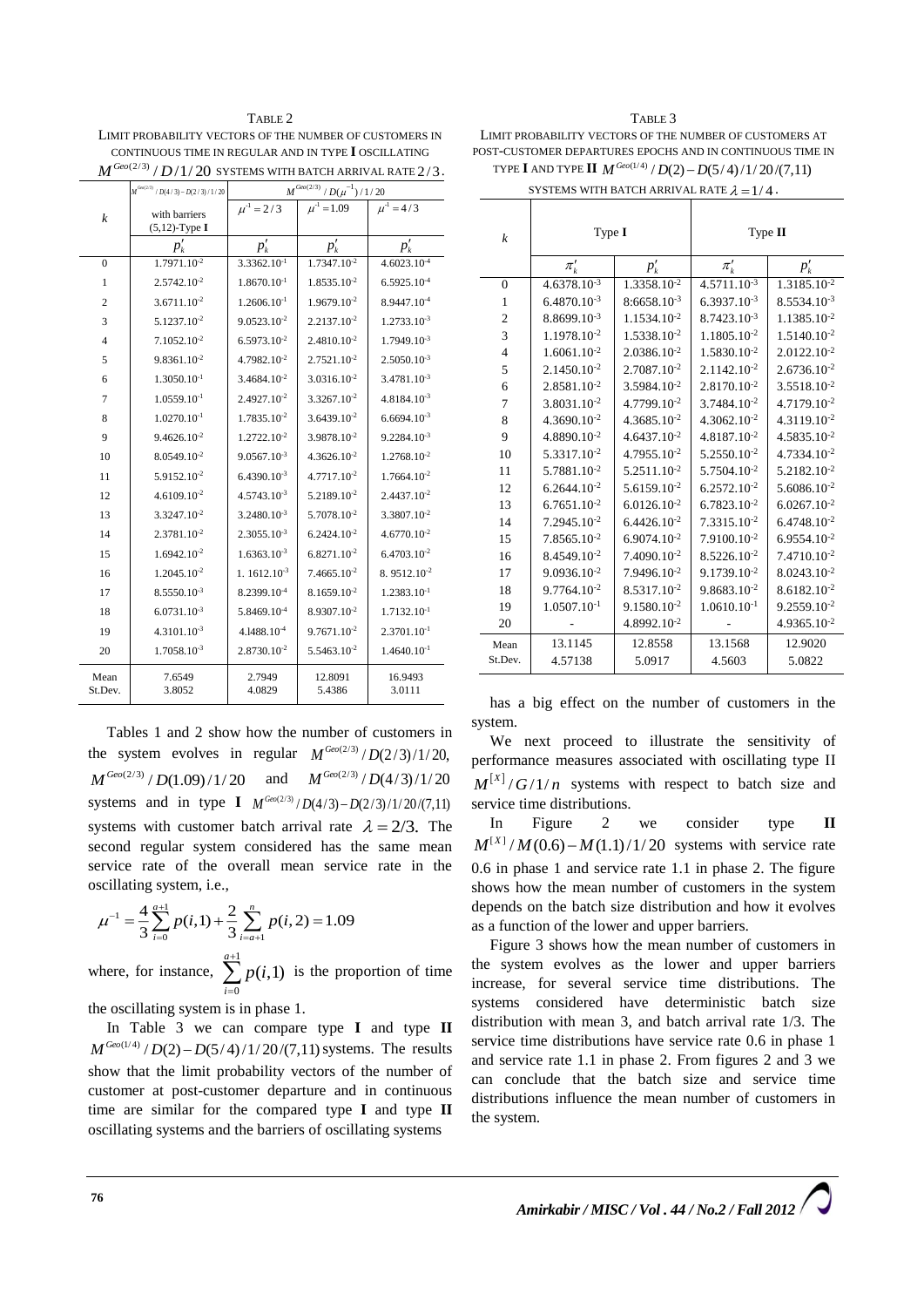TABLE 2

LIMIT PROBABILITY VECTORS OF THE NUMBER OF CUSTOMERS IN CONTINUOUS TIME IN REGULAR AND IN TYPE **I** OSCILLATING $M^{Geo(2/3)}/D/1/20$ SYSTEMS WITH BATCH ARRIVAL RATE $2/3$.

| $k$ | $M^{Geo(2/3)}/D(4/3)-D(2/3)/1/20$ with barriers (5,12)-Type **I** | $M^{Geo(2/3)}/D(\mu^{-1})/1/20$ | | |
|---|---|---|---|---|
| | | $\mu^{-1}=2/3$ | $\mu^{-1}=1.09$ | $\mu^{-1}=4/3$ |
| | $p'_k$ | $p'_k$ | $p'_k$ | $p'_k$ |
| 0 | $1.7971.10^{-2}$ | $3.3362.10^{-1}$ | $1.7347.10^{-2}$ | $4.6023.10^{-4}$ |
| 1 | $2.5742.10^{-2}$ | $1.8670.10^{-1}$ | $1.8535.10^{-2}$ | $6.5925.10^{-4}$ |
| 2 | $3.6711.10^{-2}$ | $1.2606.10^{-1}$ | $1.9679.10^{-2}$ | $8.9447.10^{-4}$ |
| 3 | $5.1237.10^{-2}$ | $9.0523.10^{-2}$ | $2.2137.10^{-2}$ | $1.2733.10^{-3}$ |
| 4 | $7.1052.10^{-2}$ | $6.5973.10^{-2}$ | $2.4810.10^{-2}$ | $1.7949.10^{-3}$ |
| 5 | $9.8361.10^{-2}$ | $4.7982.10^{-2}$ | $2.7521.10^{-2}$ | $2.5050.10^{-3}$ |
| 6 | $1.3050.10^{-1}$ | $3.4684.10^{-2}$ | $3.0316.10^{-2}$ | $3.4781.10^{-3}$ |
| 7 | $1.0559.10^{-1}$ | $2.4927.10^{-2}$ | $3.3267.10^{-2}$ | $4.8184.10^{-3}$ |
| 8 | $1.0270.10^{-1}$ | $1.7835.10^{-2}$ | $3.6439.10^{-2}$ | $6.6694.10^{-3}$ |
| 9 | $9.4626.10^{-2}$ | $1.2722.10^{-2}$ | $3.9878.10^{-2}$ | $9.2284.10^{-3}$ |
| 10 | $8.0549.10^{-2}$ | $9.0567.10^{-3}$ | $4.3626.10^{-2}$ | $1.2768.10^{-2}$ |
| 11 | $5.9152.10^{-2}$ | $6.4390.10^{-3}$ | $4.7717.10^{-2}$ | $1.7664.10^{-2}$ |
| 12 | $4.6109.10^{-2}$ | $4.5743.10^{-3}$ | $5.2189.10^{-2}$ | $2.4437.10^{-2}$ |
| 13 | $3.3247.10^{-2}$ | $3.2480.10^{-3}$ | $5.7078.10^{-2}$ | $3.3807.10^{-2}$ |
| 14 | $2.3781.10^{-2}$ | $2.3055.10^{-3}$ | $6.2424.10^{-2}$ | $4.6770.10^{-2}$ |
| 15 | $1.6942.10^{-2}$ | $1.6363.10^{-3}$ | $6.8271.10^{-2}$ | $6.4703.10^{-2}$ |
| 16 | $1.2045.10^{-2}$ | $1.1612.10^{-3}$ | $7.4665.10^{-2}$ | $8.9512.10^{-2}$ |
| 17 | $8.5550.10^{-3}$ | $8.2399.10^{-4}$ | $8.1659.10^{-2}$ | $1.2383.10^{-1}$ |
| 18 | $6.0731.10^{-3}$ | $5.8469.10^{-4}$ | $8.9307.10^{-2}$ | $1.7132.10^{-1}$ |
| 19 | $4.3101.10^{-3}$ | $4.1488.10^{-4}$ | $9.7671.10^{-2}$ | $2.3701.10^{-1}$ |
| 20 | $1.7058.10^{-3}$ | $2.8730.10^{-2}$ | $5.5463.10^{-2}$ | $1.4640.10^{-1}$ |
| Mean St.Dev. | 7.6549 3.8052 | 2.7949 4.0829 | 12.8091 5.4386 | 16.9493 3.0111 |

Tables 1 and 2 show how the number of customers in the system evolves in regular $M^{Geo(2/3)}/D(2/3)/1/20$, $M^{Geo(2/3)}/D(1.09)/1/20$ and $M^{Geo(2/3)}/D(4/3)/1/20$ systems and in type **I** $M^{Geo(2/3)}/D(4/3)-D(2/3)/1/20/(7,11)$ systems with customer batch arrival rate $\lambda = 2/3$. The second regular system considered has the same mean service rate of the overall mean service rate in the oscillating system, i.e.,

$$\mu^{-1} = \frac{4}{3}\sum_{i=0}^{a+1} p(i,1) + \frac{2}{3}\sum_{i=a+1}^{n} p(i,2) = 1.09$$

where, for instance, $\sum_{i=0}^{a+1} p(i,1)$ is the proportion of time the oscillating system is in phase 1.

In Table 3 we can compare type **I** and type **II** $M^{Geo(1/4)}/D(2)-D(5/4)/1/20/(7,11)$ systems. The results show that the limit probability vectors of the number of customer at post-customer departure and in continuous time are similar for the compared type **I** and type **II** oscillating systems and the barriers of oscillating systems

TABLE 3

LIMIT PROBABILITY VECTORS OF THE NUMBER OF CUSTOMERS AT POST-CUSTOMER DEPARTURES EPOCHS AND IN CONTINUOUS TIME IN TYPE **I** AND TYPE **II** $M^{Geo(1/4)}/D(2)-D(5/4)/1/20/(7,11)$ SYSTEMS WITH BATCH ARRIVAL RATE $\lambda = 1/4$.

| $k$ | Type **I** | | Type **II** | |
|---|---|---|---|---|
| | $\pi'_k$ | $p'_k$ | $\pi'_k$ | $p'_k$ |
| 0 | $4.6378.10^{-3}$ | $1.3358.10^{-2}$ | $4.5711.10^{-3}$ | $1.3185.10^{-2}$ |
| 1 | $6.4870.10^{-3}$ | $8.6658.10^{-3}$ | $6.3937.10^{-3}$ | $8.5534.10^{-3}$ |
| 2 | $8.8699.10^{-3}$ | $1.1534.10^{-2}$ | $8.7423.10^{-3}$ | $1.1385.10^{-2}$ |
| 3 | $1.1978.10^{-2}$ | $1.5338.10^{-2}$ | $1.1805.10^{-2}$ | $1.5140.10^{-2}$ |
| 4 | $1.6061.10^{-2}$ | $2.0386.10^{-2}$ | $1.5830.10^{-2}$ | $2.0122.10^{-2}$ |
| 5 | $2.1450.10^{-2}$ | $2.7087.10^{-2}$ | $2.1142.10^{-2}$ | $2.6736.10^{-2}$ |
| 6 | $2.8581.10^{-2}$ | $3.5984.10^{-2}$ | $2.8170.10^{-2}$ | $3.5518.10^{-2}$ |
| 7 | $3.8031.10^{-2}$ | $4.7799.10^{-2}$ | $3.7484.10^{-2}$ | $4.7179.10^{-2}$ |
| 8 | $4.3690.10^{-2}$ | $4.3685.10^{-2}$ | $4.3062.10^{-2}$ | $4.3119.10^{-2}$ |
| 9 | $4.8890.10^{-2}$ | $4.6437.10^{-2}$ | $4.8187.10^{-2}$ | $4.5835.10^{-2}$ |
| 10 | $5.3317.10^{-2}$ | $4.7955.10^{-2}$ | $5.2550.10^{-2}$ | $4.7334.10^{-2}$ |
| 11 | $5.7881.10^{-2}$ | $5.2511.10^{-2}$ | $5.7504.10^{-2}$ | $5.2182.10^{-2}$ |
| 12 | $6.2644.10^{-2}$ | $5.6159.10^{-2}$ | $6.2572.10^{-2}$ | $5.6086.10^{-2}$ |
| 13 | $6.7651.10^{-2}$ | $6.0126.10^{-2}$ | $6.7823.10^{-2}$ | $6.0267.10^{-2}$ |
| 14 | $7.2945.10^{-2}$ | $6.4426.10^{-2}$ | $7.3315.10^{-2}$ | $6.4748.10^{-2}$ |
| 15 | $7.8565.10^{-2}$ | $6.9074.10^{-2}$ | $7.9100.10^{-2}$ | $6.9554.10^{-2}$ |
| 16 | $8.4549.10^{-2}$ | $7.4090.10^{-2}$ | $8.5226.10^{-2}$ | $7.4710.10^{-2}$ |
| 17 | $9.0936.10^{-2}$ | $7.9496.10^{-2}$ | $9.1739.10^{-2}$ | $8.0243.10^{-2}$ |
| 18 | $9.7764.10^{-2}$ | $8.5317.10^{-2}$ | $9.8683.10^{-2}$ | $8.6182.10^{-2}$ |
| 19 | $1.0507.10^{-1}$ | $9.1580.10^{-2}$ | $1.0610.10^{-1}$ | $9.2559.10^{-2}$ |
| 20 | - | $4.8992.10^{-2}$ | - | $4.9365.10^{-2}$ |
| Mean St.Dev. | 13.1145 4.57138 | 12.8558 5.0917 | 13.1568 4.5603 | 12.9020 5.0822 |

has a big effect on the number of customers in the system.

We next proceed to illustrate the sensitivity of performance measures associated with oscillating type II $M^{[x]}/G/1/n$ systems with respect to batch size and service time distributions.

In Figure 2 we consider type **II** $M^{[X]}/M(0.6)-M(1.1)/1/20$ systems with service rate 0.6 in phase 1 and service rate 1.1 in phase 2. The figure shows how the mean number of customers in the system depends on the batch size distribution and how it evolves as a function of the lower and upper barriers.

Figure 3 shows how the mean number of customers in the system evolves as the lower and upper barriers increase, for several service time distributions. The systems considered have deterministic batch size distribution with mean 3, and batch arrival rate 1/3. The service time distributions have service rate 0.6 in phase 1 and service rate 1.1 in phase 2. From figures 2 and 3 we can conclude that the batch size and service time distributions influence the mean number of customers in the system.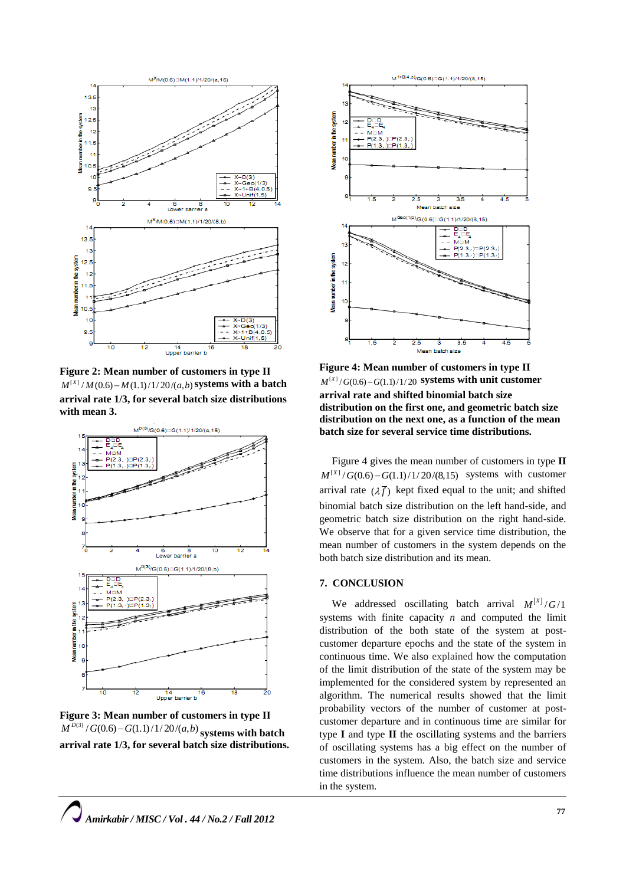**Figure 2: Mean number of customers in type II $M^{[X]}/M(0.6)-M(1.1)/1/20/(a,b)$ systems with a batch arrival rate 1/3, for several batch size distributions with mean 3.**

**Figure 3: Mean number of customers in type II $M^{D(3)}/G(0.6)-G(1.1)/1/20/(a,b)$ systems with batch arrival rate 1/3, for several batch size distributions.**

**Figure 4: Mean number of customers in type II $M^{[X]}/G(0.6)-G(1.1)/1/20$ systems with unit customer arrival rate and shifted binomial batch size distribution on the first one, and geometric batch size distribution on the next one, as a function of the mean batch size for several service time distributions.**

Figure 4 gives the mean number of customers in type **II** $M^{[X]}/G(0.6)-G(1.1)/1/20/(8,15)$ systems with customer arrival rate $(\lambda\overline{f})$ kept fixed equal to the unit; and shifted binomial batch size distribution on the left hand-side, and geometric batch size distribution on the right hand-side. We observe that for a given service time distribution, the mean number of customers in the system depends on the both batch size distribution and its mean.

## 7. CONCLUSION

We addressed oscillating batch arrival $M^{[X]}/G/1$ systems with finite capacity $n$ and computed the limit distribution of the both state of the system at post-customer departure epochs and the state of the system in continuous time. We also explained how the computation of the limit distribution of the state of the system may be implemented for the considered system by represented an algorithm. The numerical results showed that the limit probability vectors of the number of customer at post-customer departure and in continuous time are similar for type **I** and type **II** the oscillating systems and the barriers of oscillating systems has a big effect on the number of customers in the system. Also, the batch size and service time distributions influence the mean number of customers in the system.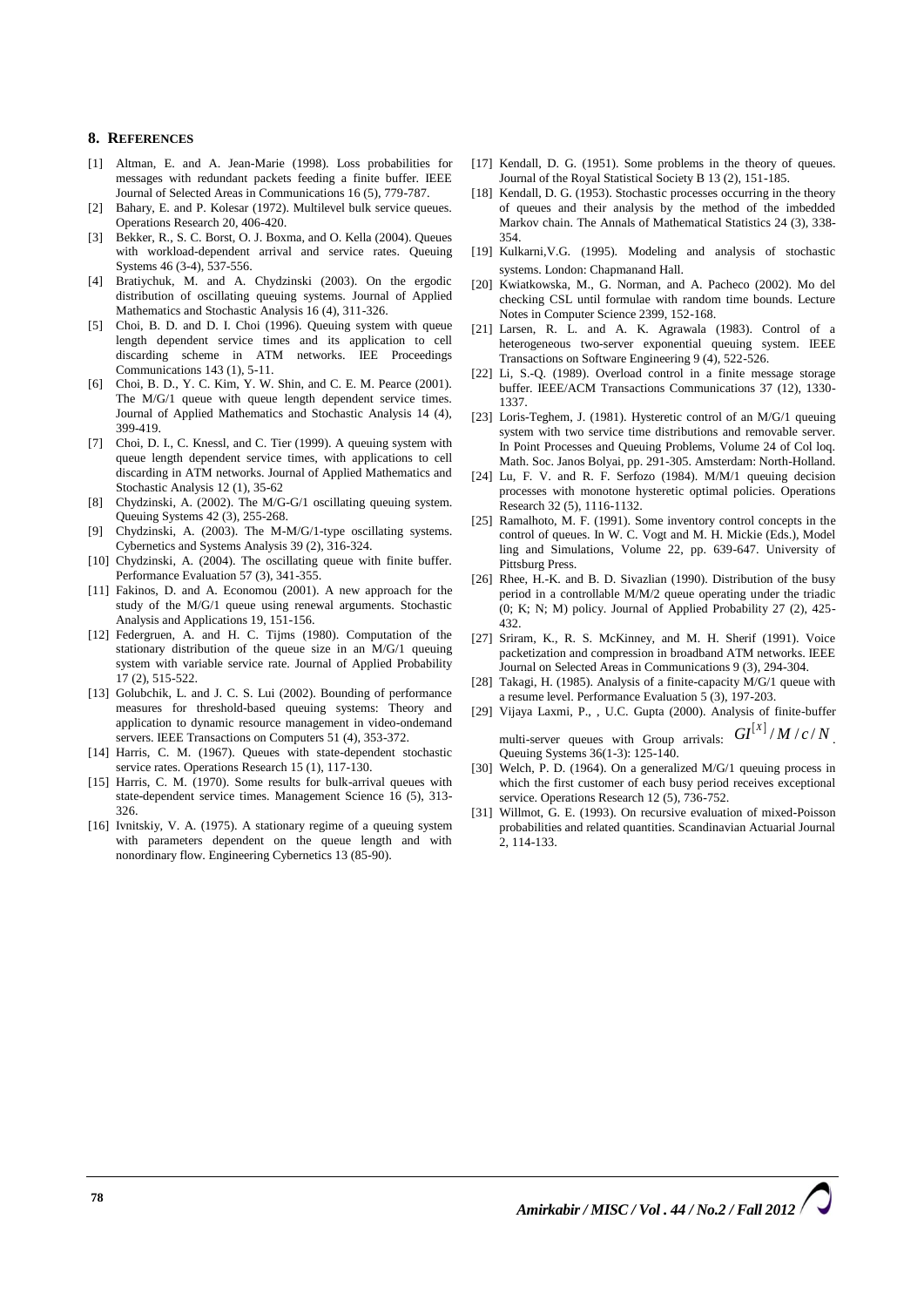## 8. REFERENCES

[1] Altman, E. and A. Jean-Marie (1998). Loss probabilities for messages with redundant packets feeding a finite buffer. IEEE Journal of Selected Areas in Communications 16 (5), 779-787.

[2] Bahary, E. and P. Kolesar (1972). Multilevel bulk service queues. Operations Research 20, 406-420.

[3] Bekker, R., S. C. Borst, O. J. Boxma, and O. Kella (2004). Queues with workload-dependent arrival and service rates. Queuing Systems 46 (3-4), 537-556.

[4] Bratiychuk, M. and A. Chydzinski (2003). On the ergodic distribution of oscillating queuing systems. Journal of Applied Mathematics and Stochastic Analysis 16 (4), 311-326.

[5] Choi, B. D. and D. I. Choi (1996). Queuing system with queue length dependent service times and its application to cell discarding scheme in ATM networks. IEE Proceedings Communications 143 (1), 5-11.

[6] Choi, B. D., Y. C. Kim, Y. W. Shin, and C. E. M. Pearce (2001). The M/G/1 queue with queue length dependent service times. Journal of Applied Mathematics and Stochastic Analysis 14 (4), 399-419.

[7] Choi, D. I., C. Knessl, and C. Tier (1999). A queuing system with queue length dependent service times, with applications to cell discarding in ATM networks. Journal of Applied Mathematics and Stochastic Analysis 12 (1), 35-62

[8] Chydzinski, A. (2002). The M/G-G/1 oscillating queuing system. Queuing Systems 42 (3), 255-268.

[9] Chydzinski, A. (2003). The M-M/G/1-type oscillating systems. Cybernetics and Systems Analysis 39 (2), 316-324.

[10] Chydzinski, A. (2004). The oscillating queue with finite buffer. Performance Evaluation 57 (3), 341-355.

[11] Fakinos, D. and A. Economou (2001). A new approach for the study of the M/G/1 queue using renewal arguments. Stochastic Analysis and Applications 19, 151-156.

[12] Federgruen, A. and H. C. Tijms (1980). Computation of the stationary distribution of the queue size in an M/G/1 queuing system with variable service rate. Journal of Applied Probability 17 (2), 515-522.

[13] Golubchik, L. and J. C. S. Lui (2002). Bounding of performance measures for threshold-based queuing systems: Theory and application to dynamic resource management in video-ondemand servers. IEEE Transactions on Computers 51 (4), 353-372.

[14] Harris, C. M. (1967). Queues with state-dependent stochastic service rates. Operations Research 15 (1), 117-130.

[15] Harris, C. M. (1970). Some results for bulk-arrival queues with state-dependent service times. Management Science 16 (5), 313-326.

[16] Ivnitskiy, V. A. (1975). A stationary regime of a queuing system with parameters dependent on the queue length and with nonordinary flow. Engineering Cybernetics 13 (85-90).

[17] Kendall, D. G. (1951). Some problems in the theory of queues. Journal of the Royal Statistical Society B 13 (2), 151-185.

[18] Kendall, D. G. (1953). Stochastic processes occurring in the theory of queues and their analysis by the method of the imbedded Markov chain. The Annals of Mathematical Statistics 24 (3), 338-354.

[19] Kulkarni,V.G. (1995). Modeling and analysis of stochastic systems. London: Chapmanand Hall.

[20] Kwiatkowska, M., G. Norman, and A. Pacheco (2002). Mo del checking CSL until formulae with random time bounds. Lecture Notes in Computer Science 2399, 152-168.

[21] Larsen, R. L. and A. K. Agrawala (1983). Control of a heterogeneous two-server exponential queuing system. IEEE Transactions on Software Engineering 9 (4), 522-526.

[22] Li, S.-Q. (1989). Overload control in a finite message storage buffer. IEEE/ACM Transactions Communications 37 (12), 1330-1337.

[23] Loris-Teghem, J. (1981). Hysteretic control of an M/G/1 queuing system with two service time distributions and removable server. In Point Processes and Queuing Problems, Volume 24 of Col loq. Math. Soc. Janos Bolyai, pp. 291-305. Amsterdam: North-Holland.

[24] Lu, F. V. and R. F. Serfozo (1984). M/M/1 queuing decision processes with monotone hysteretic optimal policies. Operations Research 32 (5), 1116-1132.

[25] Ramalhoto, M. F. (1991). Some inventory control concepts in the control of queues. In W. C. Vogt and M. H. Mickie (Eds.), Model ling and Simulations, Volume 22, pp. 639-647. University of Pittsburg Press.

[26] Rhee, H.-K. and B. D. Sivazlian (1990). Distribution of the busy period in a controllable M/M/2 queue operating under the triadic (0; K; N; M) policy. Journal of Applied Probability 27 (2), 425-432.

[27] Sriram, K., R. S. McKinney, and M. H. Sherif (1991). Voice packetization and compression in broadband ATM networks. IEEE Journal on Selected Areas in Communications 9 (3), 294-304.

[28] Takagi, H. (1985). Analysis of a finite-capacity M/G/1 queue with a resume level. Performance Evaluation 5 (3), 197-203.

[29] Vijaya Laxmi, P., , U.C. Gupta (2000). Analysis of finite-buffer multi-server queues with Group arrivals: $GI^{[X]}/M/c/N$. Queuing Systems 36(1-3): 125-140.

[30] Welch, P. D. (1964). On a generalized M/G/1 queuing process in which the first customer of each busy period receives exceptional service. Operations Research 12 (5), 736-752.

[31] Willmot, G. E. (1993). On recursive evaluation of mixed-Poisson probabilities and related quantities. Scandinavian Actuarial Journal 2, 114-133.